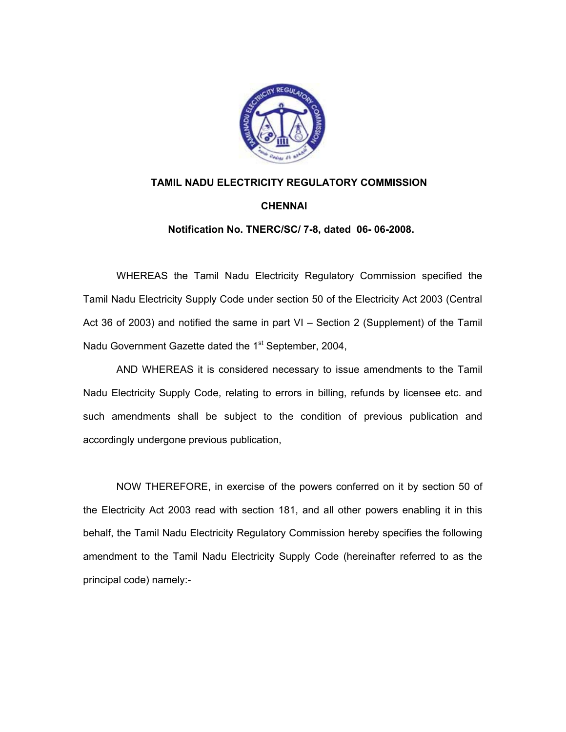**TAMIL NADU ELECTRICITY REGULATORY COMMISSION**

**CHENNAI**

**Notification No. TNERC/SC/ 7-8, dated 06- 06-2008.**

WHEREAS the Tamil Nadu Electricity Regulatory Commission specified the Tamil Nadu Electricity Supply Code under section 50 of the Electricity Act 2003 (Central Act 36 of 2003) and notified the same in part VI – Section 2 (Supplement) of the Tamil Nadu Government Gazette dated the 1st September, 2004,

AND WHEREAS it is considered necessary to issue amendments to the Tamil Nadu Electricity Supply Code, relating to errors in billing, refunds by licensee etc. and such amendments shall be subject to the condition of previous publication and accordingly undergone previous publication,

NOW THEREFORE, in exercise of the powers conferred on it by section 50 of the Electricity Act 2003 read with section 181, and all other powers enabling it in this behalf, the Tamil Nadu Electricity Regulatory Commission hereby specifies the following amendment to the Tamil Nadu Electricity Supply Code (hereinafter referred to as the principal code) namely:-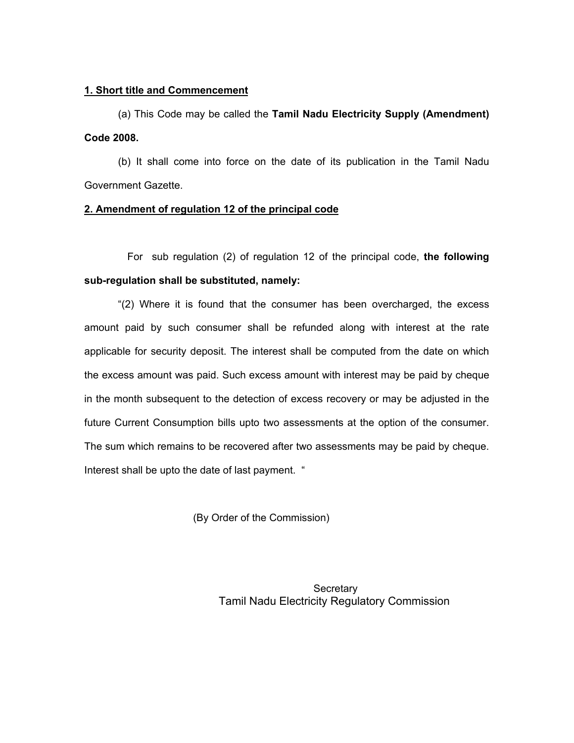**1. Short title and Commencement**

(a) This Code may be called the **Tamil Nadu Electricity Supply (Amendment) Code 2008.**

(b) It shall come into force on the date of its publication in the Tamil Nadu Government Gazette.

**2. Amendment of regulation 12 of the principal code**

For sub regulation (2) of regulation 12 of the principal code, **the following sub-regulation shall be substituted, namely:**

"(2) Where it is found that the consumer has been overcharged, the excess amount paid by such consumer shall be refunded along with interest at the rate applicable for security deposit. The interest shall be computed from the date on which the excess amount was paid. Such excess amount with interest may be paid by cheque in the month subsequent to the detection of excess recovery or may be adjusted in the future Current Consumption bills upto two assessments at the option of the consumer. The sum which remains to be recovered after two assessments may be paid by cheque. Interest shall be upto the date of last payment. "

(By Order of the Commission)

Secretary
Tamil Nadu Electricity Regulatory Commission